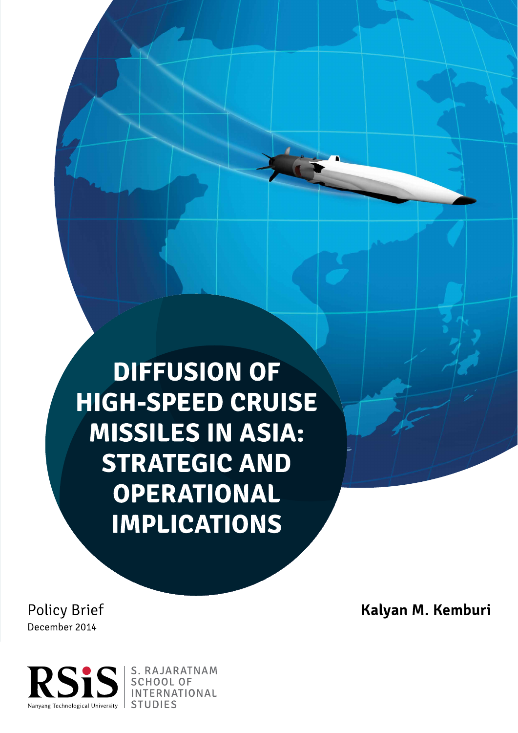# DIFFUSION OF HIGH-SPEED CRUISE MISSILES IN ASIA: STRATEGIC AND OPERATIONAL IMPLICATIONS

Policy Brief
December 2014

**Kalyan M. Kemburi**

RSiS
Nanyang Technological University

S. RAJARATNAM SCHOOL OF INTERNATIONAL STUDIES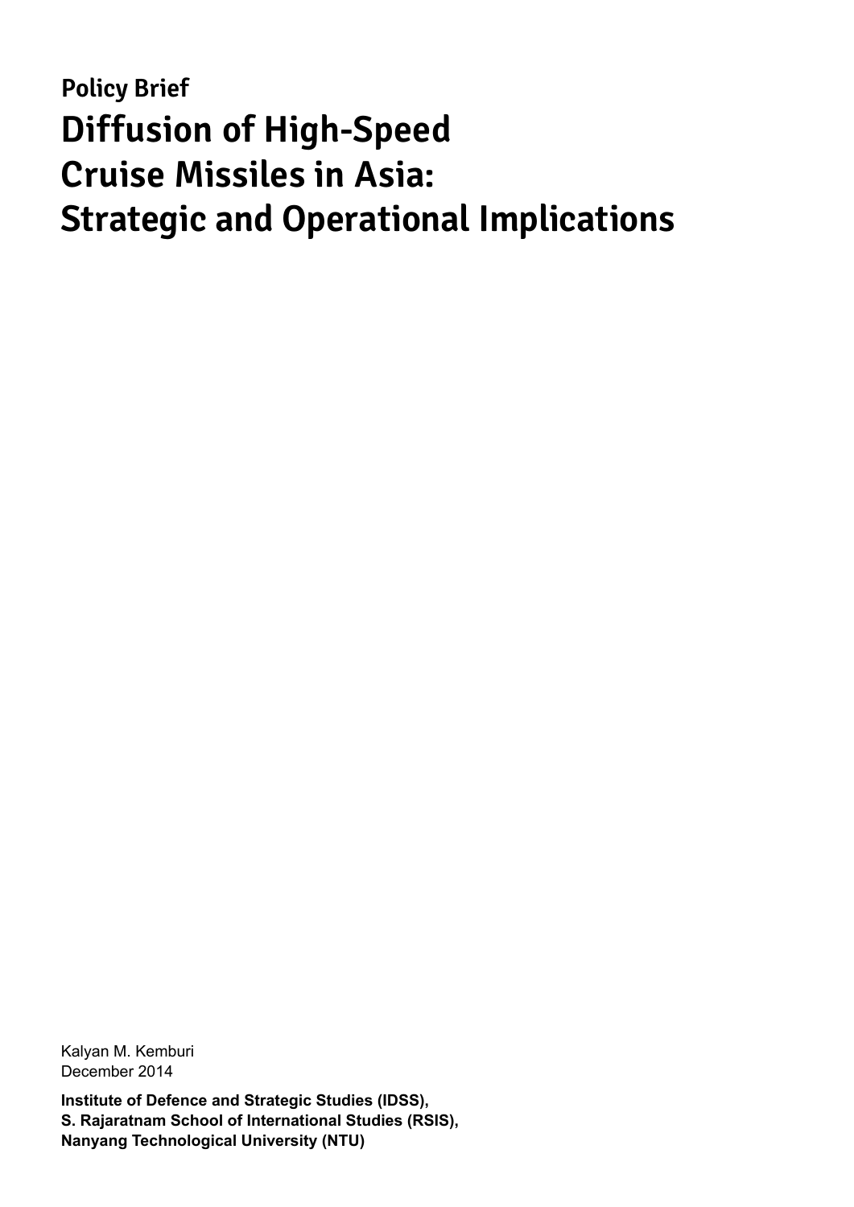**Policy Brief**

# Diffusion of High-Speed Cruise Missiles in Asia: Strategic and Operational Implications

Kalyan M. Kemburi
December 2014

**Institute of Defence and Strategic Studies (IDSS),**
**S. Rajaratnam School of International Studies (RSIS),**
**Nanyang Technological University (NTU)**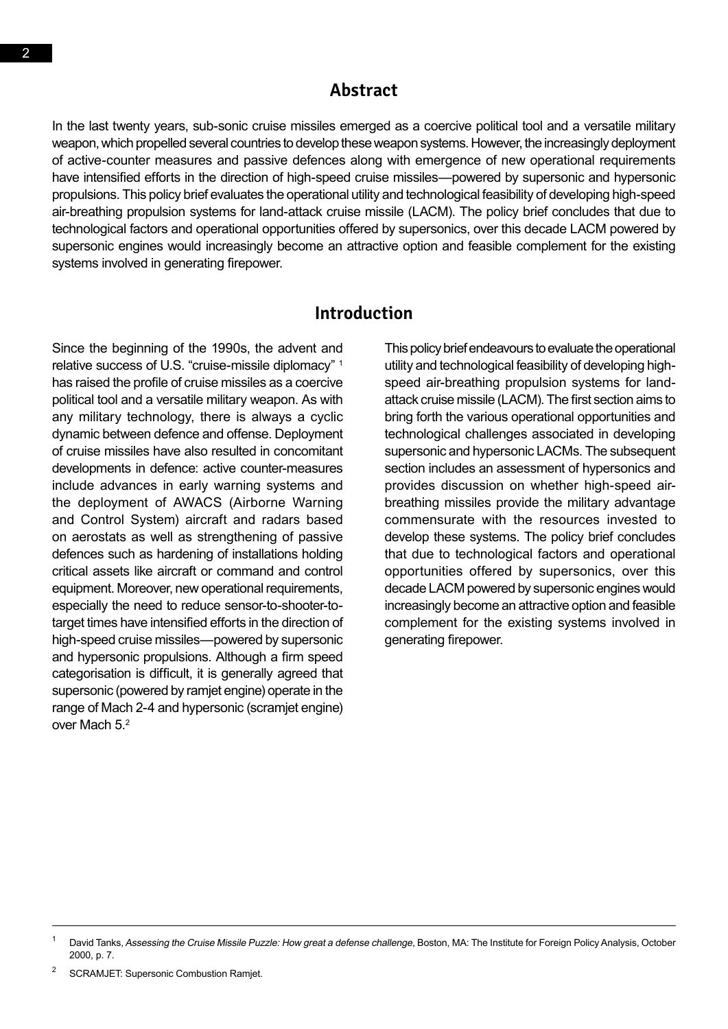## Abstract

In the last twenty years, sub-sonic cruise missiles emerged as a coercive political tool and a versatile military weapon, which propelled several countries to develop these weapon systems. However, the increasingly deployment of active-counter measures and passive defences along with emergence of new operational requirements have intensified efforts in the direction of high-speed cruise missiles—powered by supersonic and hypersonic propulsions. This policy brief evaluates the operational utility and technological feasibility of developing high-speed air-breathing propulsion systems for land-attack cruise missile (LACM). The policy brief concludes that due to technological factors and operational opportunities offered by supersonics, over this decade LACM powered by supersonic engines would increasingly become an attractive option and feasible complement for the existing systems involved in generating firepower.

## Introduction

Since the beginning of the 1990s, the advent and relative success of U.S. "cruise-missile diplomacy" [1] has raised the profile of cruise missiles as a coercive political tool and a versatile military weapon. As with any military technology, there is always a cyclic dynamic between defence and offense. Deployment of cruise missiles have also resulted in concomitant developments in defence: active counter-measures include advances in early warning systems and the deployment of AWACS (Airborne Warning and Control System) aircraft and radars based on aerostats as well as strengthening of passive defences such as hardening of installations holding critical assets like aircraft or command and control equipment. Moreover, new operational requirements, especially the need to reduce sensor-to-shooter-to-target times have intensified efforts in the direction of high-speed cruise missiles—powered by supersonic and hypersonic propulsions. Although a firm speed categorisation is difficult, it is generally agreed that supersonic (powered by ramjet engine) operate in the range of Mach 2-4 and hypersonic (scramjet engine) over Mach 5.[2]

This policy brief endeavours to evaluate the operational utility and technological feasibility of developing high-speed air-breathing propulsion systems for land-attack cruise missile (LACM). The first section aims to bring forth the various operational opportunities and technological challenges associated in developing supersonic and hypersonic LACMs. The subsequent section includes an assessment of hypersonics and provides discussion on whether high-speed air-breathing missiles provide the military advantage commensurate with the resources invested to develop these systems. The policy brief concludes that due to technological factors and operational opportunities offered by supersonics, over this decade LACM powered by supersonic engines would increasingly become an attractive option and feasible complement for the existing systems involved in generating firepower.

---

[1] David Tanks, *Assessing the Cruise Missile Puzzle: How great a defense challenge*, Boston, MA: The Institute for Foreign Policy Analysis, October 2000, p. 7.

[2] SCRAMJET: Supersonic Combustion Ramjet.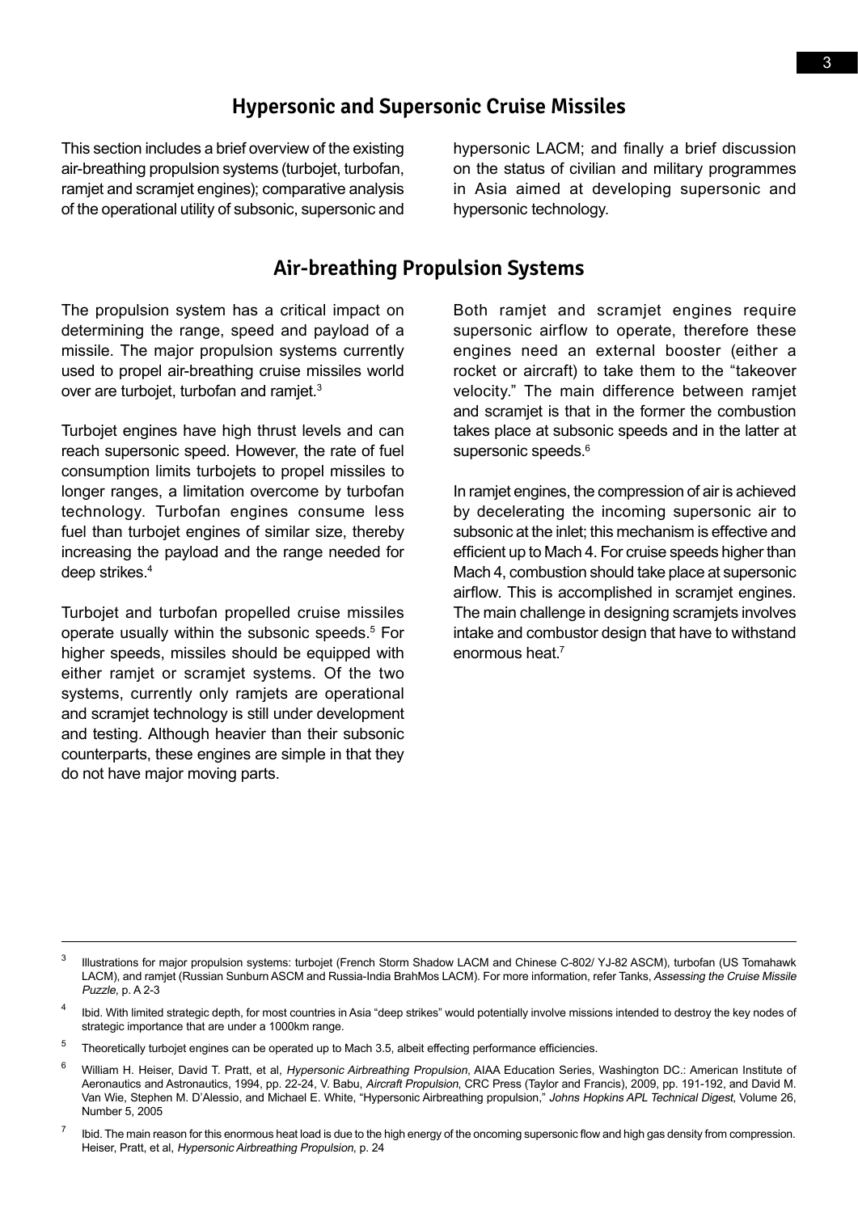## Hypersonic and Supersonic Cruise Missiles

This section includes a brief overview of the existing air-breathing propulsion systems (turbojet, turbofan, ramjet and scramjet engines); comparative analysis of the operational utility of subsonic, supersonic and hypersonic LACM; and finally a brief discussion on the status of civilian and military programmes in Asia aimed at developing supersonic and hypersonic technology.

## Air-breathing Propulsion Systems

The propulsion system has a critical impact on determining the range, speed and payload of a missile. The major propulsion systems currently used to propel air-breathing cruise missiles world over are turbojet, turbofan and ramjet.[3]

Turbojet engines have high thrust levels and can reach supersonic speed. However, the rate of fuel consumption limits turbojets to propel missiles to longer ranges, a limitation overcome by turbofan technology. Turbofan engines consume less fuel than turbojet engines of similar size, thereby increasing the payload and the range needed for deep strikes.[4]

Turbojet and turbofan propelled cruise missiles operate usually within the subsonic speeds.[5] For higher speeds, missiles should be equipped with either ramjet or scramjet systems. Of the two systems, currently only ramjets are operational and scramjet technology is still under development and testing. Although heavier than their subsonic counterparts, these engines are simple in that they do not have major moving parts.

Both ramjet and scramjet engines require supersonic airflow to operate, therefore these engines need an external booster (either a rocket or aircraft) to take them to the "takeover velocity." The main difference between ramjet and scramjet is that in the former the combustion takes place at subsonic speeds and in the latter at supersonic speeds.[6]

In ramjet engines, the compression of air is achieved by decelerating the incoming supersonic air to subsonic at the inlet; this mechanism is effective and efficient up to Mach 4. For cruise speeds higher than Mach 4, combustion should take place at supersonic airflow. This is accomplished in scramjet engines. The main challenge in designing scramjets involves intake and combustor design that have to withstand enormous heat.[7]

---

[3] Illustrations for major propulsion systems: turbojet (French Storm Shadow LACM and Chinese C-802/ YJ-82 ASCM), turbofan (US Tomahawk LACM), and ramjet (Russian Sunburn ASCM and Russia-India BrahMos LACM). For more information, refer Tanks, *Assessing the Cruise Missile Puzzle*, p. A 2-3

[4] Ibid. With limited strategic depth, for most countries in Asia "deep strikes" would potentially involve missions intended to destroy the key nodes of strategic importance that are under a 1000km range.

[5] Theoretically turbojet engines can be operated up to Mach 3.5, albeit effecting performance efficiencies.

[6] William H. Heiser, David T. Pratt, et al, *Hypersonic Airbreathing Propulsion*, AIAA Education Series, Washington DC.: American Institute of Aeronautics and Astronautics, 1994, pp. 22-24, V. Babu, *Aircraft Propulsion*, CRC Press (Taylor and Francis), 2009, pp. 191-192, and David M. Van Wie, Stephen M. D'Alessio, and Michael E. White, "Hypersonic Airbreathing propulsion," *Johns Hopkins APL Technical Digest*, Volume 26, Number 5, 2005

[7] Ibid. The main reason for this enormous heat load is due to the high energy of the oncoming supersonic flow and high gas density from compression. Heiser, Pratt, et al, *Hypersonic Airbreathing Propulsion*, p. 24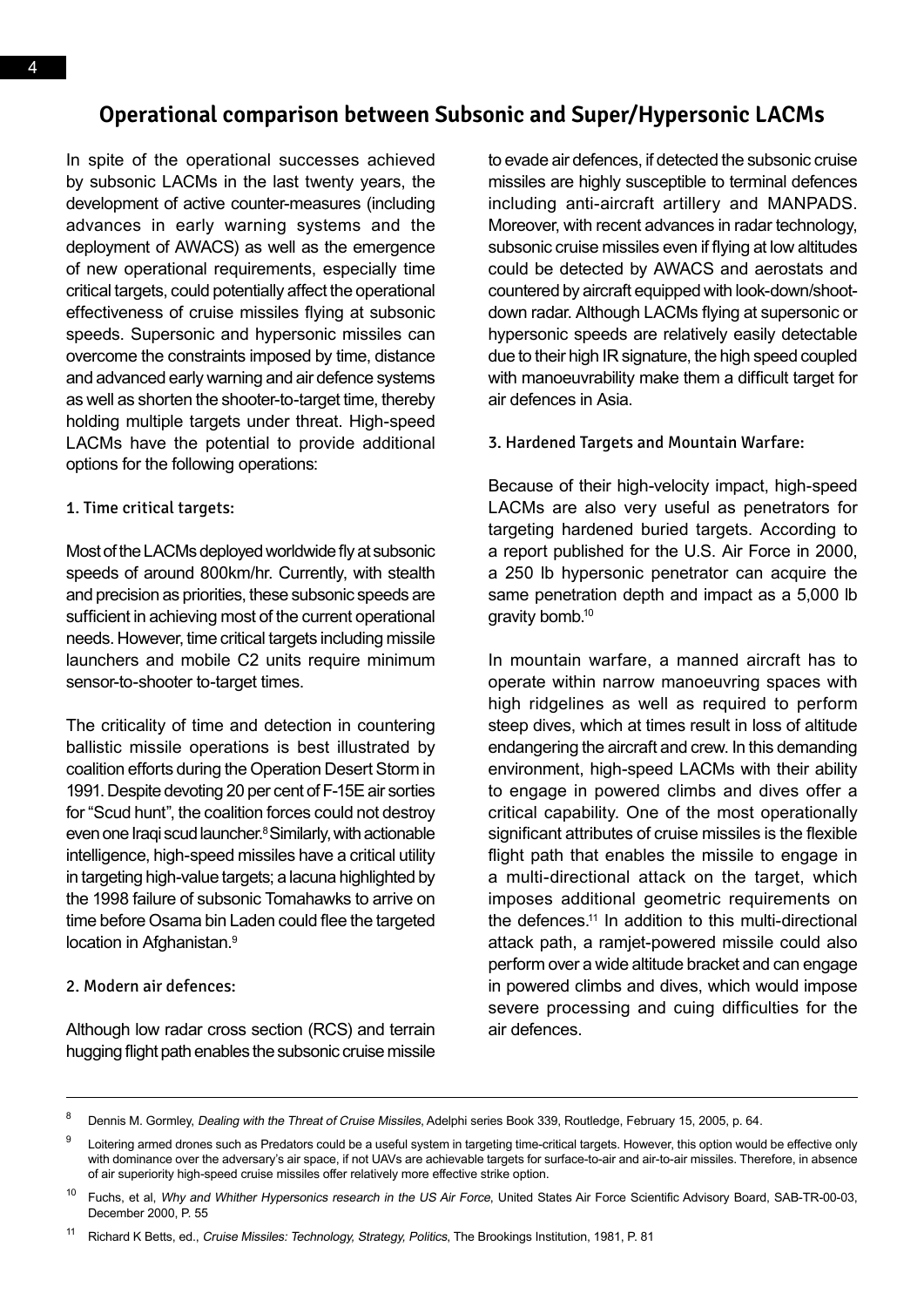## Operational comparison between Subsonic and Super/Hypersonic LACMs

In spite of the operational successes achieved by subsonic LACMs in the last twenty years, the development of active counter-measures (including advances in early warning systems and the deployment of AWACS) as well as the emergence of new operational requirements, especially time critical targets, could potentially affect the operational effectiveness of cruise missiles flying at subsonic speeds. Supersonic and hypersonic missiles can overcome the constraints imposed by time, distance and advanced early warning and air defence systems as well as shorten the shooter-to-target time, thereby holding multiple targets under threat. High-speed LACMs have the potential to provide additional options for the following operations:

### 1. Time critical targets:

Most of the LACMs deployed worldwide fly at subsonic speeds of around 800km/hr. Currently, with stealth and precision as priorities, these subsonic speeds are sufficient in achieving most of the current operational needs. However, time critical targets including missile launchers and mobile C2 units require minimum sensor-to-shooter to-target times.

The criticality of time and detection in countering ballistic missile operations is best illustrated by coalition efforts during the Operation Desert Storm in 1991. Despite devoting 20 per cent of F-15E air sorties for "Scud hunt", the coalition forces could not destroy even one Iraqi scud launcher.[8] Similarly, with actionable intelligence, high-speed missiles have a critical utility in targeting high-value targets; a lacuna highlighted by the 1998 failure of subsonic Tomahawks to arrive on time before Osama bin Laden could flee the targeted location in Afghanistan.[9]

### 2. Modern air defences:

Although low radar cross section (RCS) and terrain hugging flight path enables the subsonic cruise missile to evade air defences, if detected the subsonic cruise missiles are highly susceptible to terminal defences including anti-aircraft artillery and MANPADS. Moreover, with recent advances in radar technology, subsonic cruise missiles even if flying at low altitudes could be detected by AWACS and aerostats and countered by aircraft equipped with look-down/shoot-down radar. Although LACMs flying at supersonic or hypersonic speeds are relatively easily detectable due to their high IR signature, the high speed coupled with manoeuvrability make them a difficult target for air defences in Asia.

### 3. Hardened Targets and Mountain Warfare:

Because of their high-velocity impact, high-speed LACMs are also very useful as penetrators for targeting hardened buried targets. According to a report published for the U.S. Air Force in 2000, a 250 lb hypersonic penetrator can acquire the same penetration depth and impact as a 5,000 lb gravity bomb.[10]

In mountain warfare, a manned aircraft has to operate within narrow manoeuvring spaces with high ridgelines as well as required to perform steep dives, which at times result in loss of altitude endangering the aircraft and crew. In this demanding environment, high-speed LACMs with their ability to engage in powered climbs and dives offer a critical capability. One of the most operationally significant attributes of cruise missiles is the flexible flight path that enables the missile to engage in a multi-directional attack on the target, which imposes additional geometric requirements on the defences.[11] In addition to this multi-directional attack path, a ramjet-powered missile could also perform over a wide altitude bracket and can engage in powered climbs and dives, which would impose severe processing and cuing difficulties for the air defences.

---

[8] Dennis M. Gormley, *Dealing with the Threat of Cruise Missiles*, Adelphi series Book 339, Routledge, February 15, 2005, p. 64.

[9] Loitering armed drones such as Predators could be a useful system in targeting time-critical targets. However, this option would be effective only with dominance over the adversary's air space, if not UAVs are achievable targets for surface-to-air and air-to-air missiles. Therefore, in absence of air superiority high-speed cruise missiles offer relatively more effective strike option.

[10] Fuchs, et al, *Why and Whither Hypersonics research in the US Air Force*, United States Air Force Scientific Advisory Board, SAB-TR-00-03, December 2000, P. 55

[11] Richard K Betts, ed., *Cruise Missiles: Technology, Strategy, Politics*, The Brookings Institution, 1981, P. 81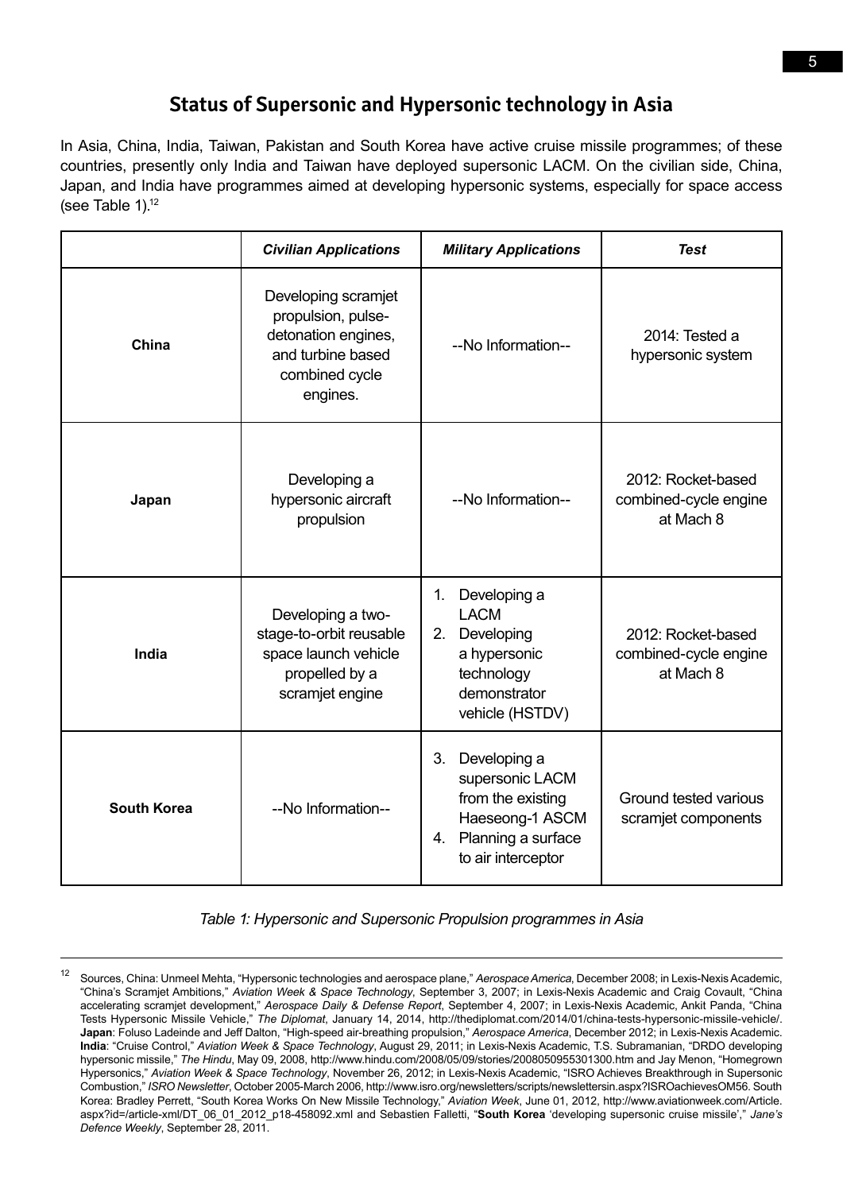## Status of Supersonic and Hypersonic technology in Asia

In Asia, China, India, Taiwan, Pakistan and South Korea have active cruise missile programmes; of these countries, presently only India and Taiwan have deployed supersonic LACM. On the civilian side, China, Japan, and India have programmes aimed at developing hypersonic systems, especially for space access (see Table 1).[12]

| | *Civilian Applications* | *Military Applications* | *Test* |
|---|---|---|---|
| **China** | Developing scramjet propulsion, pulse-detonation engines, and turbine based combined cycle engines. | --No Information-- | 2014: Tested a hypersonic system |
| **Japan** | Developing a hypersonic aircraft propulsion | --No Information-- | 2012: Rocket-based combined-cycle engine at Mach 8 |
| **India** | Developing a two-stage-to-orbit reusable space launch vehicle propelled by a scramjet engine | 1. Developing a LACM<br>2. Developing a hypersonic technology demonstrator vehicle (HSTDV) | 2012: Rocket-based combined-cycle engine at Mach 8 |
| **South Korea** | --No Information-- | 3. Developing a supersonic LACM from the existing Haeseong-1 ASCM<br>4. Planning a surface to air interceptor | Ground tested various scramjet components |

*Table 1: Hypersonic and Supersonic Propulsion programmes in Asia*

---

[12] Sources, China: Unmeel Mehta, "Hypersonic technologies and aerospace plane," *Aerospace America*, December 2008; in Lexis-Nexis Academic, "China's Scramjet Ambitions," *Aviation Week & Space Technology*, September 3, 2007; in Lexis-Nexis Academic and Craig Covault, "China accelerating scramjet development," *Aerospace Daily & Defense Report*, September 4, 2007; in Lexis-Nexis Academic, Ankit Panda, "China Tests Hypersonic Missile Vehicle," *The Diplomat*, January 14, 2014, http://thediplomat.com/2014/01/china-tests-hypersonic-missile-vehicle/. **Japan**: Foluso Ladeinde and Jeff Dalton, "High-speed air-breathing propulsion," *Aerospace America*, December 2012; in Lexis-Nexis Academic. **India**: "Cruise Control," *Aviation Week & Space Technology*, August 29, 2011; in Lexis-Nexis Academic, T.S. Subramanian, "DRDO developing hypersonic missile," *The Hindu*, May 09, 2008, http://www.hindu.com/2008/05/09/stories/2008050955301300.htm and Jay Menon, "Homegrown Hypersonics," *Aviation Week & Space Technology*, November 26, 2012; in Lexis-Nexis Academic, "ISRO Achieves Breakthrough in Supersonic Combustion," *ISRO Newsletter*, October 2005-March 2006, http://www.isro.org/newsletters/scripts/newslettersin.aspx?ISROachievesOM56. South Korea: Bradley Perrett, "South Korea Works On New Missile Technology," *Aviation Week*, June 01, 2012, http://www.aviationweek.com/Article.aspx?id=/article-xml/DT_06_01_2012_p18-458092.xml and Sebastien Falletti, "**South Korea** 'developing supersonic cruise missile'," *Jane's Defence Weekly*, September 28, 2011.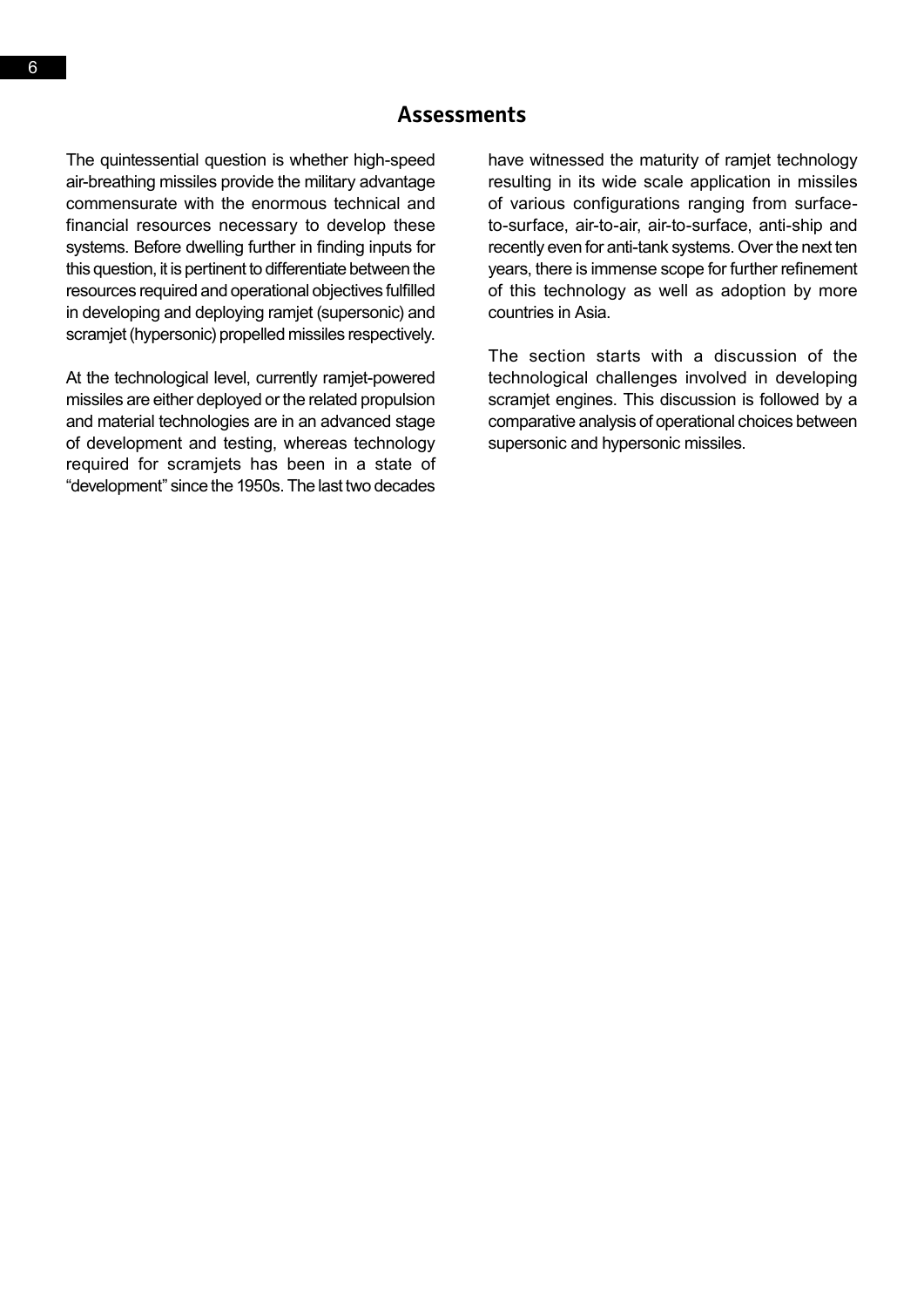## Assessments

The quintessential question is whether high-speed air-breathing missiles provide the military advantage commensurate with the enormous technical and financial resources necessary to develop these systems. Before dwelling further in finding inputs for this question, it is pertinent to differentiate between the resources required and operational objectives fulfilled in developing and deploying ramjet (supersonic) and scramjet (hypersonic) propelled missiles respectively.

At the technological level, currently ramjet-powered missiles are either deployed or the related propulsion and material technologies are in an advanced stage of development and testing, whereas technology required for scramjets has been in a state of "development" since the 1950s. The last two decades have witnessed the maturity of ramjet technology resulting in its wide scale application in missiles of various configurations ranging from surface-to-surface, air-to-air, air-to-surface, anti-ship and recently even for anti-tank systems. Over the next ten years, there is immense scope for further refinement of this technology as well as adoption by more countries in Asia.

The section starts with a discussion of the technological challenges involved in developing scramjet engines. This discussion is followed by a comparative analysis of operational choices between supersonic and hypersonic missiles.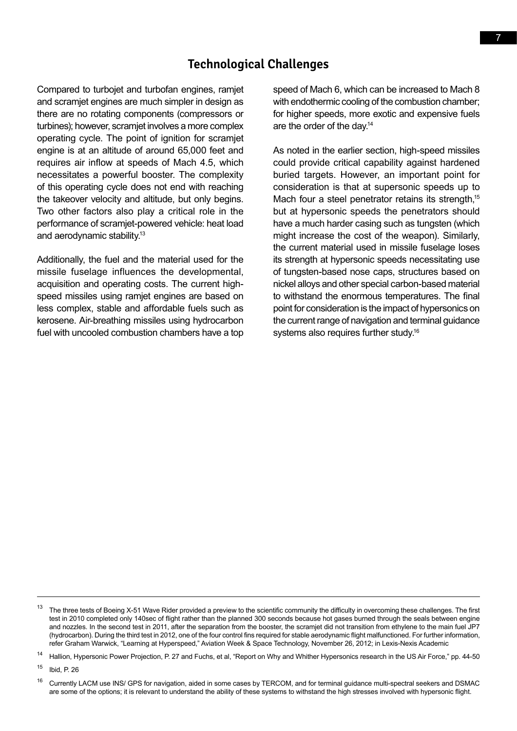## Technological Challenges

Compared to turbojet and turbofan engines, ramjet and scramjet engines are much simpler in design as there are no rotating components (compressors or turbines); however, scramjet involves a more complex operating cycle. The point of ignition for scramjet engine is at an altitude of around 65,000 feet and requires air inflow at speeds of Mach 4.5, which necessitates a powerful booster. The complexity of this operating cycle does not end with reaching the takeover velocity and altitude, but only begins. Two other factors also play a critical role in the performance of scramjet-powered vehicle: heat load and aerodynamic stability.[13]

Additionally, the fuel and the material used for the missile fuselage influences the developmental, acquisition and operating costs. The current high-speed missiles using ramjet engines are based on less complex, stable and affordable fuels such as kerosene. Air-breathing missiles using hydrocarbon fuel with uncooled combustion chambers have a top speed of Mach 6, which can be increased to Mach 8 with endothermic cooling of the combustion chamber; for higher speeds, more exotic and expensive fuels are the order of the day.[14]

As noted in the earlier section, high-speed missiles could provide critical capability against hardened buried targets. However, an important point for consideration is that at supersonic speeds up to Mach four a steel penetrator retains its strength,[15] but at hypersonic speeds the penetrators should have a much harder casing such as tungsten (which might increase the cost of the weapon). Similarly, the current material used in missile fuselage loses its strength at hypersonic speeds necessitating use of tungsten-based nose caps, structures based on nickel alloys and other special carbon-based material to withstand the enormous temperatures. The final point for consideration is the impact of hypersonics on the current range of navigation and terminal guidance systems also requires further study.[16]

---

[13] The three tests of Boeing X-51 Wave Rider provided a preview to the scientific community the difficulty in overcoming these challenges. The first test in 2010 completed only 140sec of flight rather than the planned 300 seconds because hot gases burned through the seals between engine and nozzles. In the second test in 2011, after the separation from the booster, the scramjet did not transition from ethylene to the main fuel JP7 (hydrocarbon). During the third test in 2012, one of the four control fins required for stable aerodynamic flight malfunctioned. For further information, refer Graham Warwick, "Learning at Hyperspeed," Aviation Week & Space Technology, November 26, 2012; in Lexis-Nexis Academic

[14] Hallion, Hypersonic Power Projection, P. 27 and Fuchs, et al, "Report on Why and Whither Hypersonics research in the US Air Force," pp. 44-50

[15] Ibid, P. 26

[16] Currently LACM use INS/ GPS for navigation, aided in some cases by TERCOM, and for terminal guidance multi-spectral seekers and DSMAC are some of the options; it is relevant to understand the ability of these systems to withstand the high stresses involved with hypersonic flight.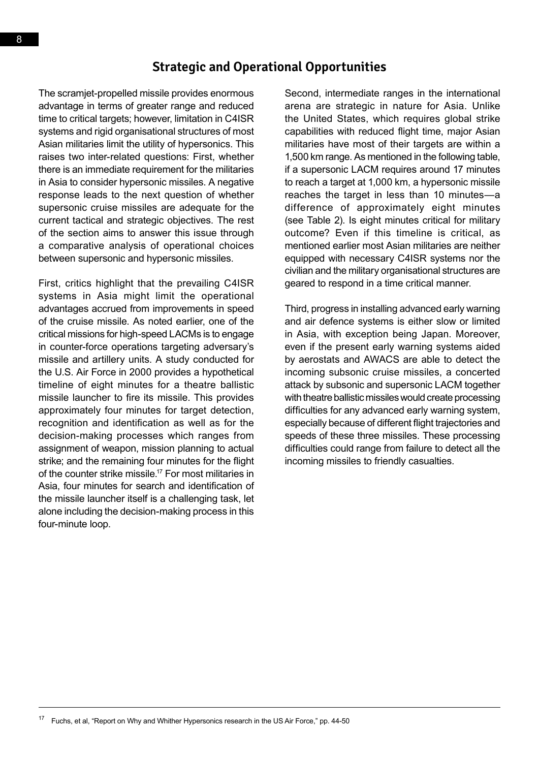## Strategic and Operational Opportunities

The scramjet-propelled missile provides enormous advantage in terms of greater range and reduced time to critical targets; however, limitation in C4ISR systems and rigid organisational structures of most Asian militaries limit the utility of hypersonics. This raises two inter-related questions: First, whether there is an immediate requirement for the militaries in Asia to consider hypersonic missiles. A negative response leads to the next question of whether supersonic cruise missiles are adequate for the current tactical and strategic objectives. The rest of the section aims to answer this issue through a comparative analysis of operational choices between supersonic and hypersonic missiles.

First, critics highlight that the prevailing C4ISR systems in Asia might limit the operational advantages accrued from improvements in speed of the cruise missile. As noted earlier, one of the critical missions for high-speed LACMs is to engage in counter-force operations targeting adversary's missile and artillery units. A study conducted for the U.S. Air Force in 2000 provides a hypothetical timeline of eight minutes for a theatre ballistic missile launcher to fire its missile. This provides approximately four minutes for target detection, recognition and identification as well as for the decision-making processes which ranges from assignment of weapon, mission planning to actual strike; and the remaining four minutes for the flight of the counter strike missile.[17] For most militaries in Asia, four minutes for search and identification of the missile launcher itself is a challenging task, let alone including the decision-making process in this four-minute loop.

Second, intermediate ranges in the international arena are strategic in nature for Asia. Unlike the United States, which requires global strike capabilities with reduced flight time, major Asian militaries have most of their targets are within a 1,500 km range. As mentioned in the following table, if a supersonic LACM requires around 17 minutes to reach a target at 1,000 km, a hypersonic missile reaches the target in less than 10 minutes—a difference of approximately eight minutes (see Table 2). Is eight minutes critical for military outcome? Even if this timeline is critical, as mentioned earlier most Asian militaries are neither equipped with necessary C4ISR systems nor the civilian and the military organisational structures are geared to respond in a time critical manner.

Third, progress in installing advanced early warning and air defence systems is either slow or limited in Asia, with exception being Japan. Moreover, even if the present early warning systems aided by aerostats and AWACS are able to detect the incoming subsonic cruise missiles, a concerted attack by subsonic and supersonic LACM together with theatre ballistic missiles would create processing difficulties for any advanced early warning system, especially because of different flight trajectories and speeds of these three missiles. These processing difficulties could range from failure to detect all the incoming missiles to friendly casualties.

---

[17] Fuchs, et al, "Report on Why and Whither Hypersonics research in the US Air Force," pp. 44-50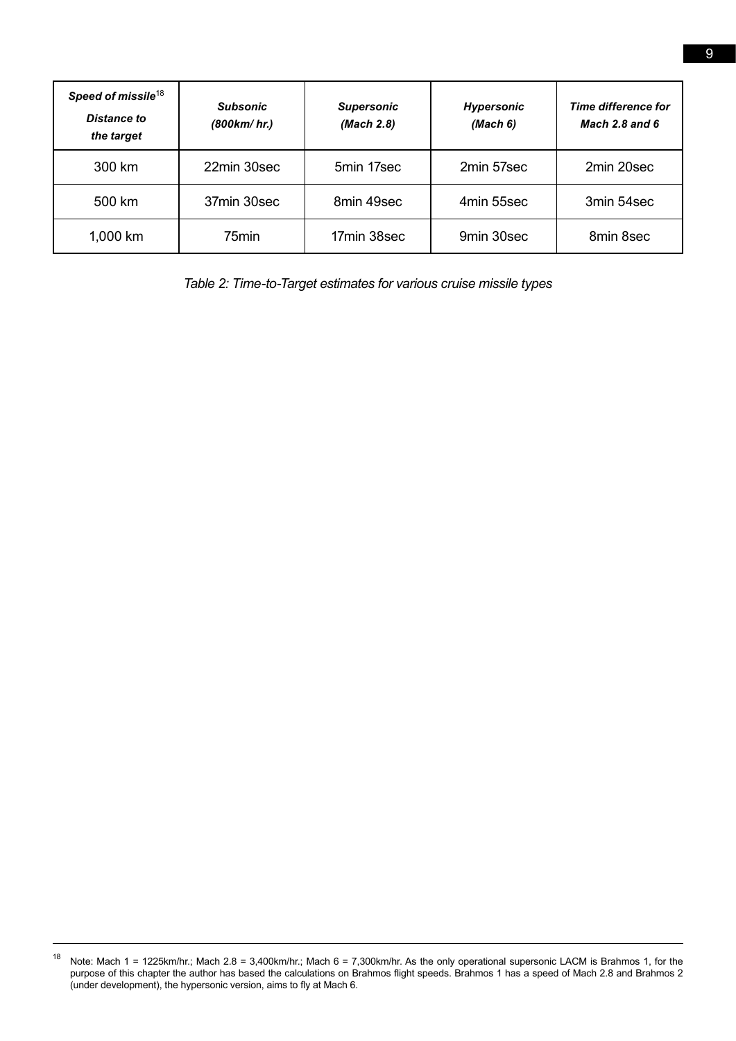| ***Speed of missile***[18] ***Distance to the target*** | ***Subsonic (800km/ hr.)*** | ***Supersonic (Mach 2.8)*** | ***Hypersonic (Mach 6)*** | ***Time difference for Mach 2.8 and 6*** |
|---|---|---|---|---|
| 300 km | 22min 30sec | 5min 17sec | 2min 57sec | 2min 20sec |
| 500 km | 37min 30sec | 8min 49sec | 4min 55sec | 3min 54sec |
| 1,000 km | 75min | 17min 38sec | 9min 30sec | 8min 8sec |

*Table 2: Time-to-Target estimates for various cruise missile types*

---

[18] Note: Mach 1 = 1225km/hr.; Mach 2.8 = 3,400km/hr.; Mach 6 = 7,300km/hr. As the only operational supersonic LACM is Brahmos 1, for the purpose of this chapter the author has based the calculations on Brahmos flight speeds. Brahmos 1 has a speed of Mach 2.8 and Brahmos 2 (under development), the hypersonic version, aims to fly at Mach 6.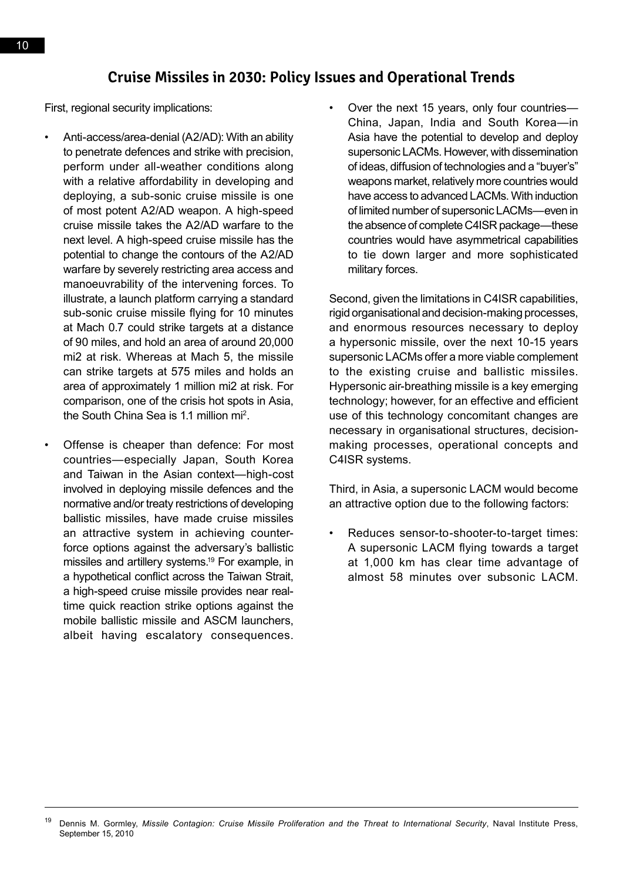First, regional security implications:

- Anti-access/area-denial (A2/AD): With an ability to penetrate defences and strike with precision, perform under all-weather conditions along with a relative affordability in developing and deploying, a sub-sonic cruise missile is one of most potent A2/AD weapon. A high-speed cruise missile takes the A2/AD warfare to the next level. A high-speed cruise missile has the potential to change the contours of the A2/AD warfare by severely restricting area access and manoeuvrability of the intervening forces. To illustrate, a launch platform carrying a standard sub-sonic cruise missile flying for 10 minutes at Mach 0.7 could strike targets at a distance of 90 miles, and hold an area of around 20,000 mi2 at risk. Whereas at Mach 5, the missile can strike targets at 575 miles and holds an area of approximately 1 million mi2 at risk. For comparison, one of the crisis hot spots in Asia, the South China Sea is 1.1 million $mi^2$.
- Offense is cheaper than defence: For most countries—especially Japan, South Korea and Taiwan in the Asian context—high-cost involved in deploying missile defences and the normative and/or treaty restrictions of developing ballistic missiles, have made cruise missiles an attractive system in achieving counter-force options against the adversary's ballistic missiles and artillery systems.[19] For example, in a hypothetical conflict across the Taiwan Strait, a high-speed cruise missile provides near real-time quick reaction strike options against the mobile ballistic missile and ASCM launchers, albeit having escalatory consequences.
- Over the next 15 years, only four countries—China, Japan, India and South Korea—in Asia have the potential to develop and deploy supersonic LACMs. However, with dissemination of ideas, diffusion of technologies and a "buyer's" weapons market, relatively more countries would have access to advanced LACMs. With induction of limited number of supersonic LACMs—even in the absence of complete C4ISR package—these countries would have asymmetrical capabilities to tie down larger and more sophisticated military forces.

Second, given the limitations in C4ISR capabilities, rigid organisational and decision-making processes, and enormous resources necessary to deploy a hypersonic missile, over the next 10-15 years supersonic LACMs offer a more viable complement to the existing cruise and ballistic missiles. Hypersonic air-breathing missile is a key emerging technology; however, for an effective and efficient use of this technology concomitant changes are necessary in organisational structures, decision-making processes, operational concepts and C4ISR systems.

Third, in Asia, a supersonic LACM would become an attractive option due to the following factors:

- Reduces sensor-to-shooter-to-target times: A supersonic LACM flying towards a target at 1,000 km has clear time advantage of almost 58 minutes over subsonic LACM.

---

[19] Dennis M. Gormley, *Missile Contagion: Cruise Missile Proliferation and the Threat to International Security*, Naval Institute Press, September 15, 2010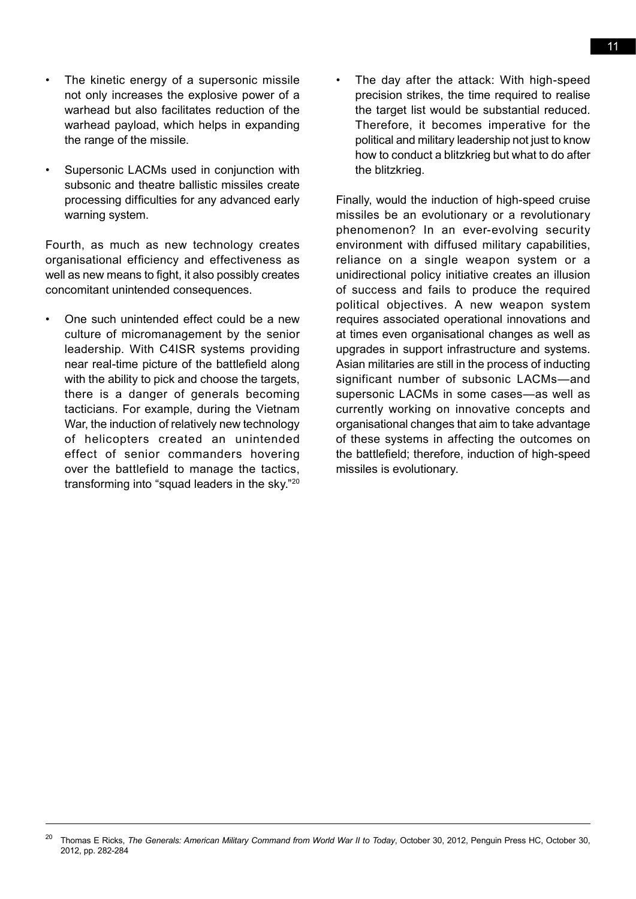- The kinetic energy of a supersonic missile not only increases the explosive power of a warhead but also facilitates reduction of the warhead payload, which helps in expanding the range of the missile.
- Supersonic LACMs used in conjunction with subsonic and theatre ballistic missiles create processing difficulties for any advanced early warning system.

Fourth, as much as new technology creates organisational efficiency and effectiveness as well as new means to fight, it also possibly creates concomitant unintended consequences.

- One such unintended effect could be a new culture of micromanagement by the senior leadership. With C4ISR systems providing near real-time picture of the battlefield along with the ability to pick and choose the targets, there is a danger of generals becoming tacticians. For example, during the Vietnam War, the induction of relatively new technology of helicopters created an unintended effect of senior commanders hovering over the battlefield to manage the tactics, transforming into "squad leaders in the sky."[20]
- The day after the attack: With high-speed precision strikes, the time required to realise the target list would be substantial reduced. Therefore, it becomes imperative for the political and military leadership not just to know how to conduct a blitzkrieg but what to do after the blitzkrieg.

Finally, would the induction of high-speed cruise missiles be an evolutionary or a revolutionary phenomenon? In an ever-evolving security environment with diffused military capabilities, reliance on a single weapon system or a unidirectional policy initiative creates an illusion of success and fails to produce the required political objectives. A new weapon system requires associated operational innovations and at times even organisational changes as well as upgrades in support infrastructure and systems. Asian militaries are still in the process of inducting significant number of subsonic LACMs—and supersonic LACMs in some cases—as well as currently working on innovative concepts and organisational changes that aim to take advantage of these systems in affecting the outcomes on the battlefield; therefore, induction of high-speed missiles is evolutionary.

---

[20] Thomas E Ricks, *The Generals: American Military Command from World War II to Today*, October 30, 2012, Penguin Press HC, October 30, 2012, pp. 282-284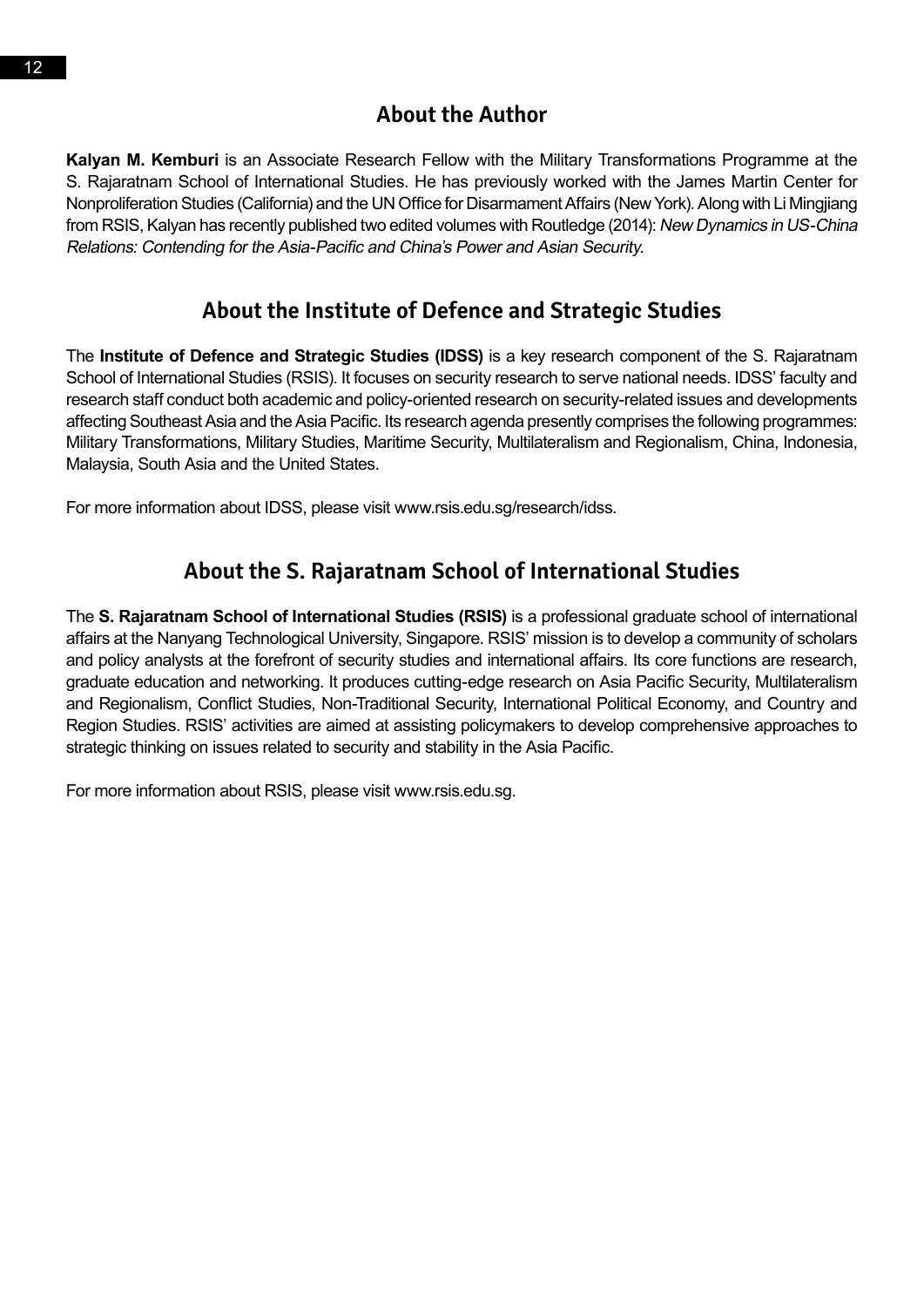## About the Author

**Kalyan M. Kemburi** is an Associate Research Fellow with the Military Transformations Programme at the S. Rajaratnam School of International Studies. He has previously worked with the James Martin Center for Nonproliferation Studies (California) and the UN Office for Disarmament Affairs (New York). Along with Li Mingjiang from RSIS, Kalyan has recently published two edited volumes with Routledge (2014): *New Dynamics in US-China Relations: Contending for the Asia-Pacific and China's Power and Asian Security.*

## About the Institute of Defence and Strategic Studies

The **Institute of Defence and Strategic Studies (IDSS)** is a key research component of the S. Rajaratnam School of International Studies (RSIS). It focuses on security research to serve national needs. IDSS' faculty and research staff conduct both academic and policy-oriented research on security-related issues and developments affecting Southeast Asia and the Asia Pacific. Its research agenda presently comprises the following programmes: Military Transformations, Military Studies, Maritime Security, Multilateralism and Regionalism, China, Indonesia, Malaysia, South Asia and the United States.

For more information about IDSS, please visit www.rsis.edu.sg/research/idss.

## About the S. Rajaratnam School of International Studies

The **S. Rajaratnam School of International Studies (RSIS)** is a professional graduate school of international affairs at the Nanyang Technological University, Singapore. RSIS' mission is to develop a community of scholars and policy analysts at the forefront of security studies and international affairs. Its core functions are research, graduate education and networking. It produces cutting-edge research on Asia Pacific Security, Multilateralism and Regionalism, Conflict Studies, Non-Traditional Security, International Political Economy, and Country and Region Studies. RSIS' activities are aimed at assisting policymakers to develop comprehensive approaches to strategic thinking on issues related to security and stability in the Asia Pacific.

For more information about RSIS, please visit www.rsis.edu.sg.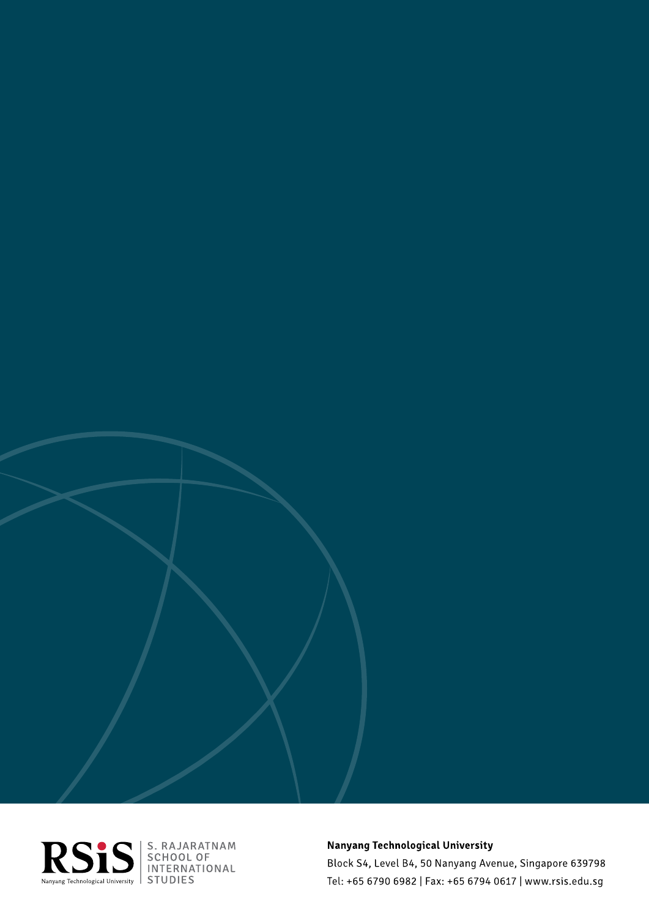RSiS
Nanyang Technological University

S. RAJARATNAM
SCHOOL OF
INTERNATIONAL
STUDIES

**Nanyang Technological University**

Block S4, Level B4, 50 Nanyang Avenue, Singapore 639798

Tel: +65 6790 6982 | Fax: +65 6794 0617 | www.rsis.edu.sg